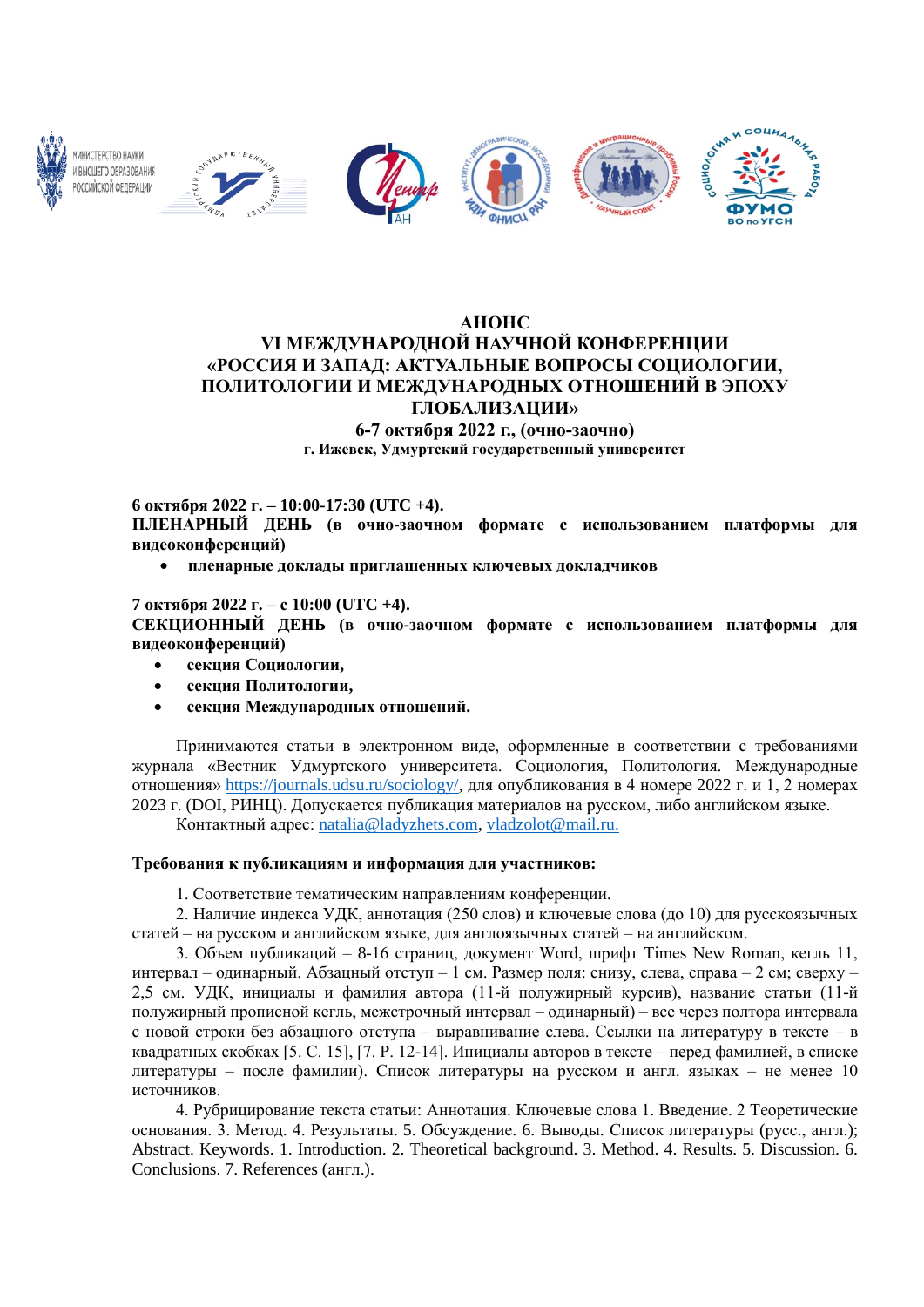# АНОНС
# VI МЕЖДУНАРОДНОЙ НАУЧНОЙ КОНФЕРЕНЦИИ «РОССИЯ И ЗАПАД: АКТУАЛЬНЫЕ ВОПРОСЫ СОЦИОЛОГИИ, ПОЛИТОЛОГИИ И МЕЖДУНАРОДНЫХ ОТНОШЕНИЙ В ЭПОХУ ГЛОБАЛИЗАЦИИ»

**6-7 октября 2022 г., (очно-заочно)**

**г. Ижевск, Удмуртский государственный университет**

**6 октября 2022 г. – 10:00-17:30 (UTC +4).**
**ПЛЕНАРНЫЙ ДЕНЬ (в очно-заочном формате с использованием платформы для видеоконференций)**

- **пленарные доклады приглашенных ключевых докладчиков**

**7 октября 2022 г. – с 10:00 (UTC +4).**
**СЕКЦИОННЫЙ ДЕНЬ (в очно-заочном формате с использованием платформы для видеоконференций)**

- **секция Социологии,**
- **секция Политологии,**
- **секция Международных отношений.**

Принимаются статьи в электронном виде, оформленные в соответствии с требованиями журнала «Вестник Удмуртского университета. Социология, Политология. Международные отношения» https://journals.udsu.ru/sociology/, для опубликования в 4 номере 2022 г. и 1, 2 номерах 2023 г. (DOI, РИНЦ). Допускается публикация материалов на русском, либо английском языке.

Контактный адрес: natalia@ladyzhets.com, vladzolot@mail.ru.

**Требования к публикациям и информация для участников:**

1. Соответствие тематическим направлениям конференции.
2. Наличие индекса УДК, аннотация (250 слов) и ключевые слова (до 10) для русскоязычных статей – на русском и английском языке, для англоязычных статей – на английском.
3. Объем публикаций – 8-16 страниц, документ Word, шрифт Times New Roman, кегль 11, интервал – одинарный. Абзацный отступ – 1 см. Размер поля: снизу, слева, справа – 2 см; сверху – 2,5 см. УДК, инициалы и фамилия автора (11-й полужирный курсив), название статьи (11-й полужирный прописной кегль, межстрочный интервал – одинарный) – все через полтора интервала с новой строки без абзацного отступа – выравнивание слева. Ссылки на литературу в тексте – в квадратных скобках [5. С. 15], [7. P. 12-14]. Инициалы авторов в тексте – перед фамилией, в списке литературы – после фамилии). Список литературы на русском и англ. языках – не менее 10 источников.
4. Рубрицирование текста статьи: Аннотация. Ключевые слова 1. Введение. 2 Теоретические основания. 3. Метод. 4. Результаты. 5. Обсуждение. 6. Выводы. Список литературы (русс., англ.); Abstract. Keywords. 1. Introduction. 2. Theoretical background. 3. Method. 4. Results. 5. Discussion. 6. Conclusions. 7. References (англ.).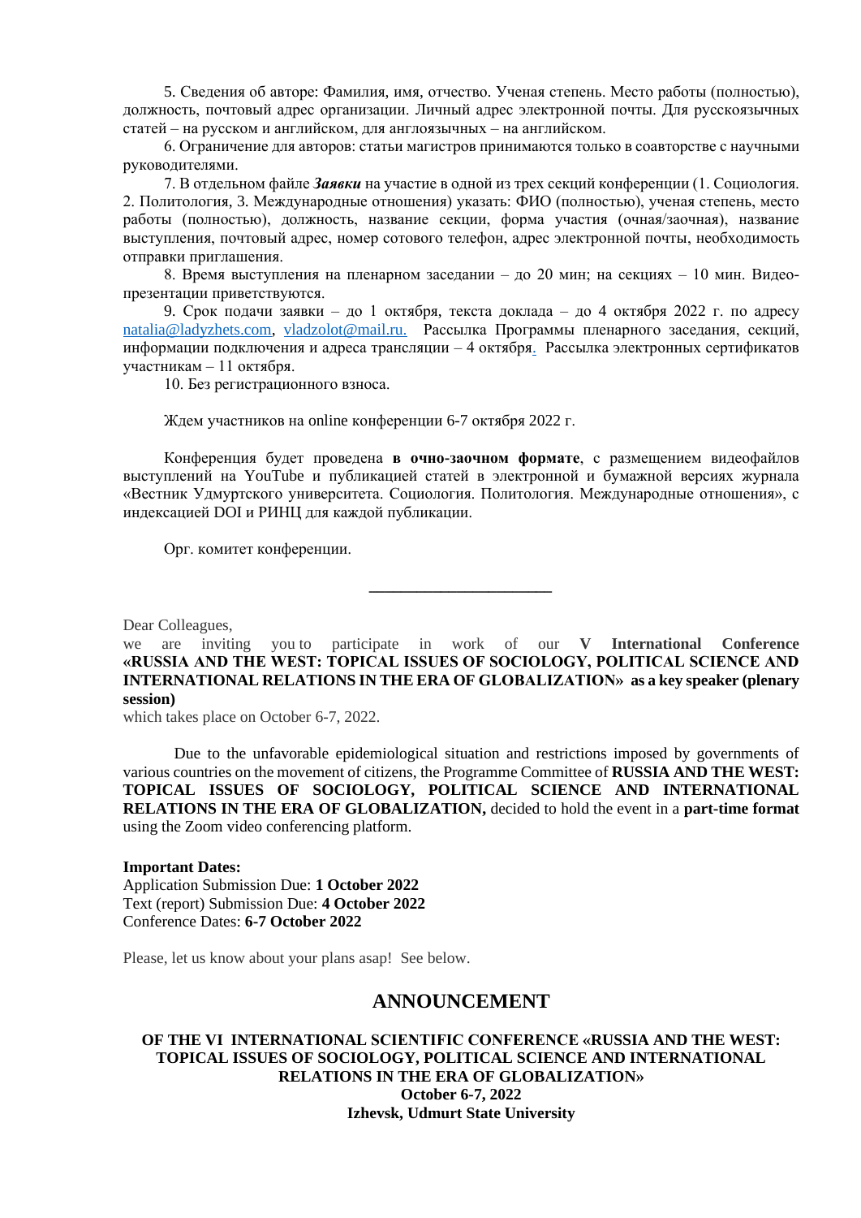5. Сведения об авторе: Фамилия, имя, отчество. Ученая степень. Место работы (полностью), должность, почтовый адрес организации. Личный адрес электронной почты. Для русскоязычных статей – на русском и английском, для англоязычных – на английском.

6. Ограничение для авторов: статьи магистров принимаются только в соавторстве с научными руководителями.

7. В отдельном файле ***Заявки*** на участие в одной из трех секций конференции (1. Социология. 2. Политология, 3. Международные отношения) указать: ФИО (полностью), ученая степень, место работы (полностью), должность, название секции, форма участия (очная/заочная), название выступления, почтовый адрес, номер сотового телефон, адрес электронной почты, необходимость отправки приглашения.

8. Время выступления на пленарном заседании – до 20 мин; на секциях – 10 мин. Видео-презентации приветствуются.

9. Срок подачи заявки – до 1 октября, текста доклада – до 4 октября 2022 г. по адресу natalia@ladyzhets.com, vladzolot@mail.ru. Рассылка Программы пленарного заседания, секций, информации подключения и адреса трансляции – 4 октября. Рассылка электронных сертификатов участникам – 11 октября.

10. Без регистрационного взноса.

Ждем участников на online конференции 6-7 октября 2022 г.

Конференция будет проведена **в очно-заочном формате**, с размещением видеофайлов выступлений на YouTube и публикацией статей в электронной и бумажной версиях журнала «Вестник Удмуртского университета. Социология. Политология. Международные отношения», с индексацией DOI и РИНЦ для каждой публикации.

Орг. комитет конференции.

---

Dear Colleagues,
we are inviting you to participate in work of our **V International Conference «RUSSIA AND THE WEST: TOPICAL ISSUES OF SOCIOLOGY, POLITICAL SCIENCE AND INTERNATIONAL RELATIONS IN THE ERA OF GLOBALIZATION» as a key speaker (plenary session)**
which takes place on October 6-7, 2022.

Due to the unfavorable epidemiological situation and restrictions imposed by governments of various countries on the movement of citizens, the Programme Committee of **RUSSIA AND THE WEST: TOPICAL ISSUES OF SOCIOLOGY, POLITICAL SCIENCE AND INTERNATIONAL RELATIONS IN THE ERA OF GLOBALIZATION,** decided to hold the event in a **part-time format** using the Zoom video conferencing platform.

**Important Dates:**
Application Submission Due: **1 October 2022**
Text (report) Submission Due: **4 October 2022**
Conference Dates: **6-7 October 2022**

Please, let us know about your plans asap! See below.

## ANNOUNCEMENT

**OF THE VI INTERNATIONAL SCIENTIFIC CONFERENCE «RUSSIA AND THE WEST: TOPICAL ISSUES OF SOCIOLOGY, POLITICAL SCIENCE AND INTERNATIONAL RELATIONS IN THE ERA OF GLOBALIZATION»**
**October 6-7, 2022**
**Izhevsk, Udmurt State University**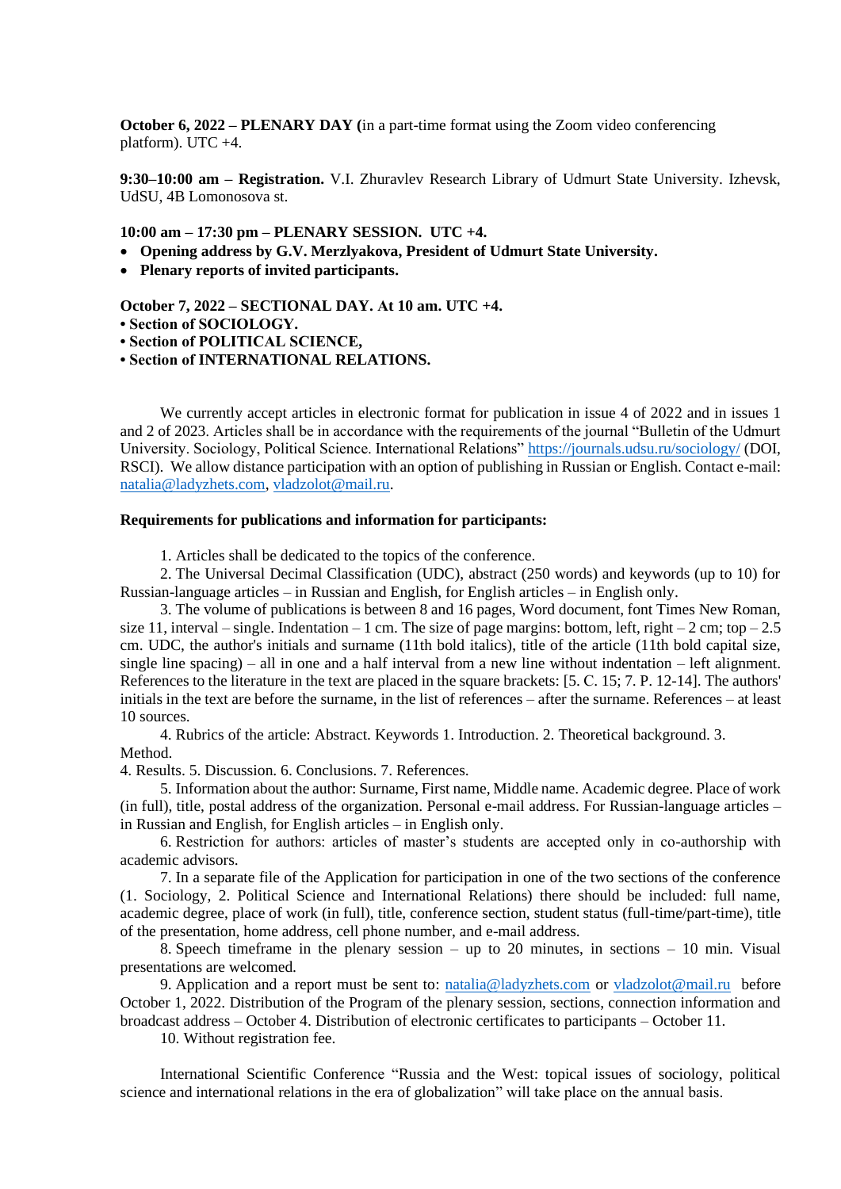**October 6, 2022 – PLENARY DAY (**in a part-time format using the Zoom video conferencing platform). UTC +4.

**9:30–10:00 am – Registration.** V.I. Zhuravlev Research Library of Udmurt State University. Izhevsk, UdSU, 4B Lomonosova st.

**10:00 am – 17:30 pm – PLENARY SESSION. UTC +4.**

- **Opening address by G.V. Merzlyakova, President of Udmurt State University.**
- **Plenary reports of invited participants.**

**October 7, 2022 – SECTIONAL DAY. At 10 am. UTC +4.**
**• Section of SOCIOLOGY.**
**• Section of POLITICAL SCIENCE,**
**• Section of INTERNATIONAL RELATIONS.**

We currently accept articles in electronic format for publication in issue 4 of 2022 and in issues 1 and 2 of 2023. Articles shall be in accordance with the requirements of the journal "Bulletin of the Udmurt University. Sociology, Political Science. International Relations" https://journals.udsu.ru/sociology/ (DOI, RSCI). We allow distance participation with an option of publishing in Russian or English. Contact e-mail: natalia@ladyzhets.com, vladzolot@mail.ru.

**Requirements for publications and information for participants:**

1. Articles shall be dedicated to the topics of the conference.
2. The Universal Decimal Classification (UDC), abstract (250 words) and keywords (up to 10) for Russian-language articles – in Russian and English, for English articles – in English only.
3. The volume of publications is between 8 and 16 pages, Word document, font Times New Roman, size 11, interval – single. Indentation – 1 cm. The size of page margins: bottom, left, right – 2 cm; top – 2.5 cm. UDC, the author's initials and surname (11th bold italics), title of the article (11th bold capital size, single line spacing) – all in one and a half interval from a new line without indentation – left alignment. References to the literature in the text are placed in the square brackets: [5. C. 15; 7. P. 12-14]. The authors' initials in the text are before the surname, in the list of references – after the surname. References – at least 10 sources.
4. Rubrics of the article: Abstract. Keywords 1. Introduction. 2. Theoretical background. 3. Method.
4. Results. 5. Discussion. 6. Conclusions. 7. References.
5. Information about the author: Surname, First name, Middle name. Academic degree. Place of work (in full), title, postal address of the organization. Personal e-mail address. For Russian-language articles – in Russian and English, for English articles – in English only.
6. Restriction for authors: articles of master's students are accepted only in co-authorship with academic advisors.
7. In a separate file of the Application for participation in one of the two sections of the conference (1. Sociology, 2. Political Science and International Relations) there should be included: full name, academic degree, place of work (in full), title, conference section, student status (full-time/part-time), title of the presentation, home address, cell phone number, and e-mail address.
8. Speech timeframe in the plenary session – up to 20 minutes, in sections – 10 min. Visual presentations are welcomed.
9. Application and a report must be sent to: natalia@ladyzhets.com or vladzolot@mail.ru before October 1, 2022. Distribution of the Program of the plenary session, sections, connection information and broadcast address – October 4. Distribution of electronic certificates to participants – October 11.
10. Without registration fee.

International Scientific Conference "Russia and the West: topical issues of sociology, political science and international relations in the era of globalization" will take place on the annual basis.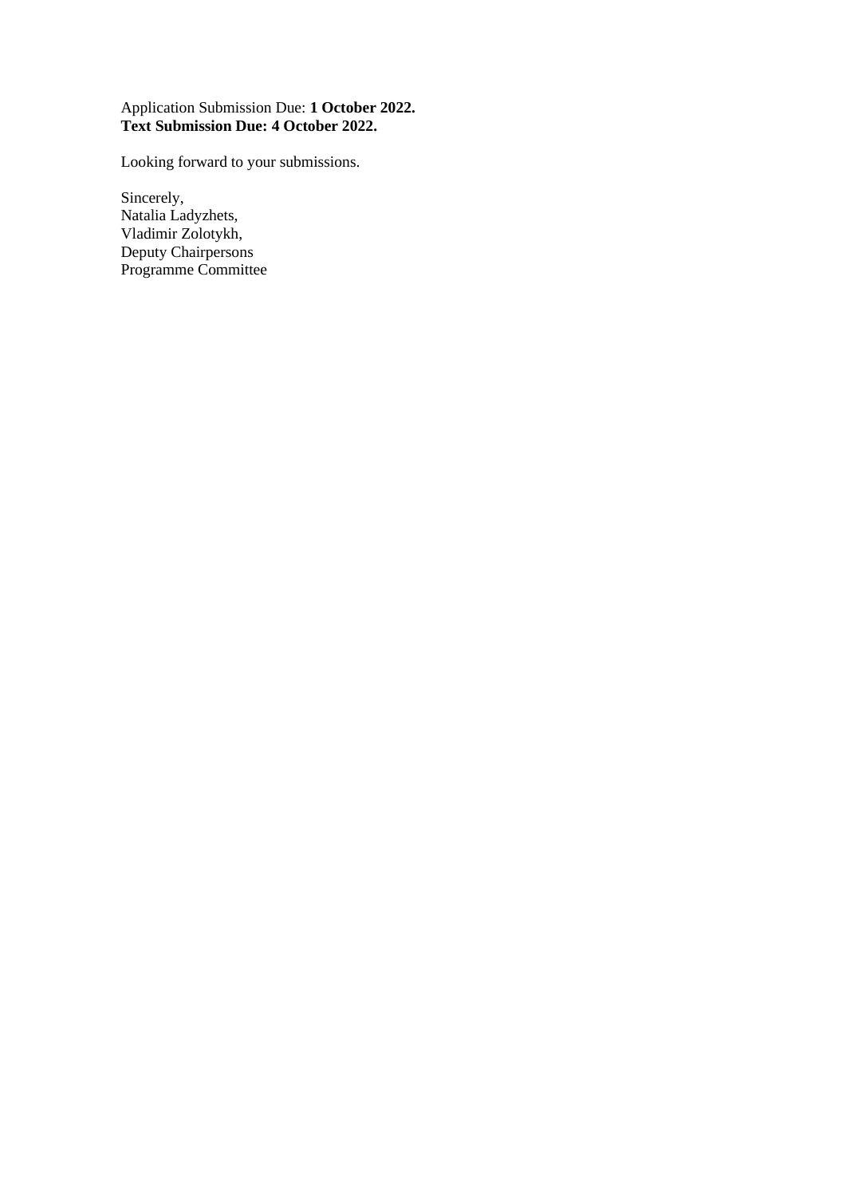Application Submission Due: **1 October 2022.**
**Text Submission Due: 4 October 2022.**

Looking forward to your submissions.

Sincerely,
Natalia Ladyzhets,
Vladimir Zolotykh,
Deputy Chairpersons
Programme Committee